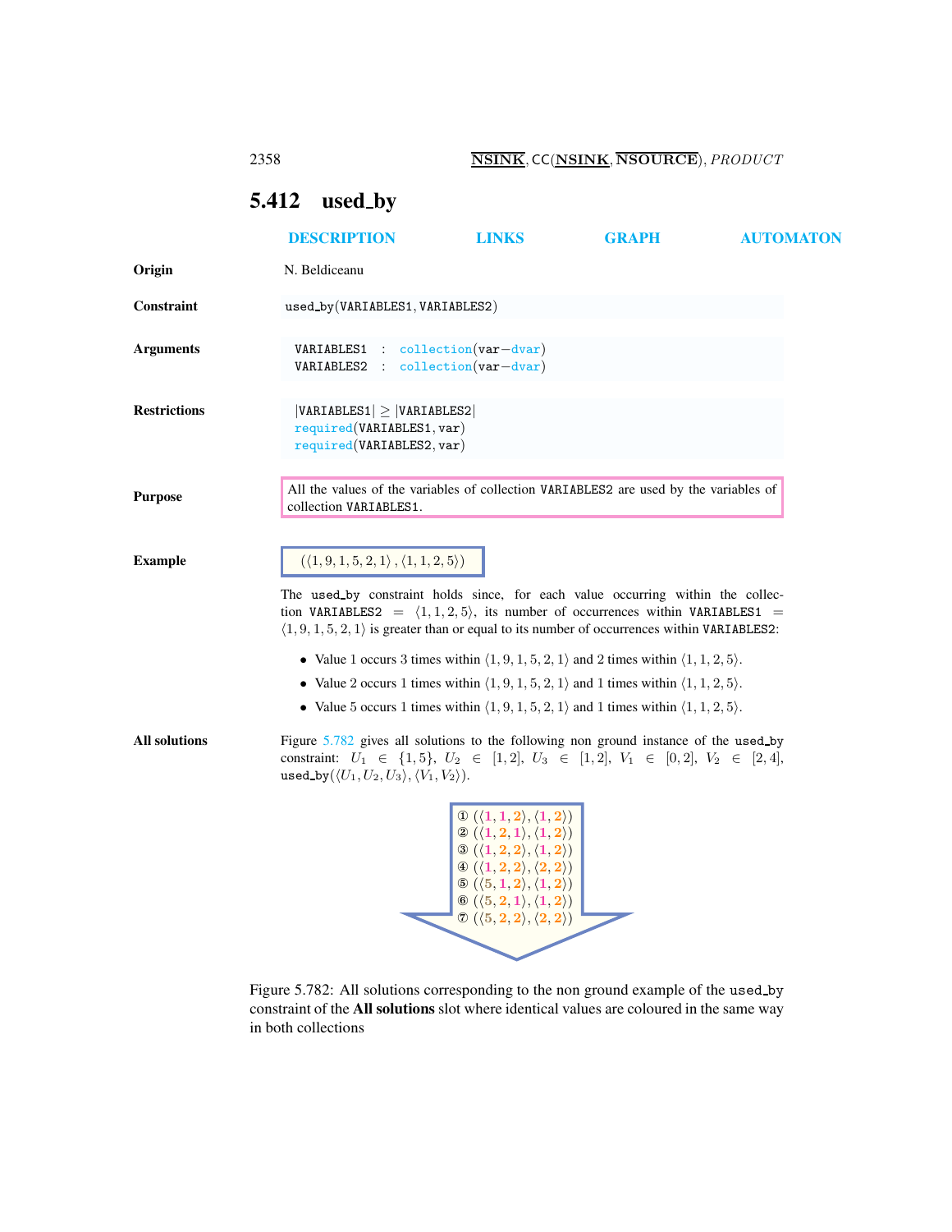## 5.412 used_by

DESCRIPTION LINKS GRAPH AUTOMATON

**Origin**

N. Beldiceanu

**Constraint**

used_by(VARIABLES1, VARIABLES2)

**Arguments**

VARIABLES1 : collection(var−dvar)
VARIABLES2 : collection(var−dvar)

**Restrictions**

|VARIABLES1| ≥ |VARIABLES2|
required(VARIABLES1, var)
required(VARIABLES2, var)

**Purpose**

All the values of the variables of collection VARIABLES2 are used by the variables of collection VARIABLES1.

**Example**

$(\langle 1, 9, 1, 5, 2, 1\rangle, \langle 1, 1, 2, 5\rangle)$

The used_by constraint holds since, for each value occurring within the collection VARIABLES2 = $\langle 1, 1, 2, 5\rangle$, its number of occurrences within VARIABLES1 = $\langle 1, 9, 1, 5, 2, 1\rangle$ is greater than or equal to its number of occurrences within VARIABLES2:

- Value 1 occurs 3 times within $\langle 1, 9, 1, 5, 2, 1\rangle$ and 2 times within $\langle 1, 1, 2, 5\rangle$.
- Value 2 occurs 1 times within $\langle 1, 9, 1, 5, 2, 1\rangle$ and 1 times within $\langle 1, 1, 2, 5\rangle$.
- Value 5 occurs 1 times within $\langle 1, 9, 1, 5, 2, 1\rangle$ and 1 times within $\langle 1, 1, 2, 5\rangle$.

**All solutions**

Figure 5.782 gives all solutions to the following non ground instance of the used_by constraint: $U_1 \in \{1, 5\}$, $U_2 \in [1, 2]$, $U_3 \in [1, 2]$, $V_1 \in [0, 2]$, $V_2 \in [2, 4]$, used_by$(\langle U_1, U_2, U_3\rangle, \langle V_1, V_2\rangle)$.

① $(\langle 1, 1, 2\rangle, \langle 1, 2\rangle)$
② $(\langle 1, 2, 1\rangle, \langle 1, 2\rangle)$
③ $(\langle 1, 2, 2\rangle, \langle 1, 2\rangle)$
④ $(\langle 1, 2, 2\rangle, \langle 2, 2\rangle)$
⑤ $(\langle 5, 1, 2\rangle, \langle 1, 2\rangle)$
⑥ $(\langle 5, 2, 1\rangle, \langle 1, 2\rangle)$
⑦ $(\langle 5, 2, 2\rangle, \langle 2, 2\rangle)$

Figure 5.782: All solutions corresponding to the non ground example of the used_by constraint of the **All solutions** slot where identical values are coloured in the same way in both collections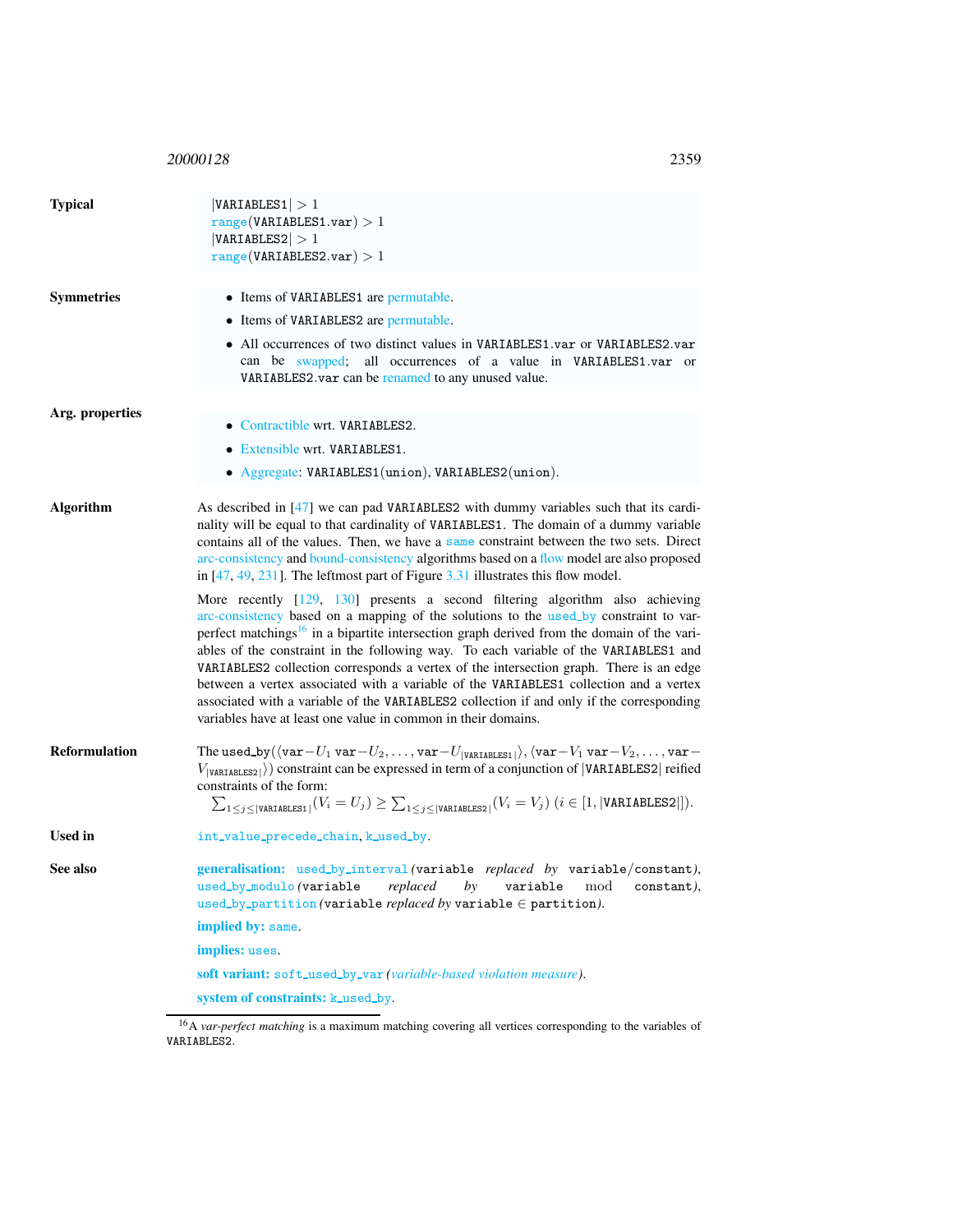**Typical**

$|\text{VARIABLES1}| > 1$
$\text{range}(\text{VARIABLES1.var}) > 1$
$|\text{VARIABLES2}| > 1$
$\text{range}(\text{VARIABLES2.var}) > 1$

**Symmetries**

- Items of VARIABLES1 are permutable.
- Items of VARIABLES2 are permutable.
- All occurrences of two distinct values in VARIABLES1.var or VARIABLES2.var can be swapped; all occurrences of a value in VARIABLES1.var or VARIABLES2.var can be renamed to any unused value.

**Arg. properties**

- Contractible wrt. VARIABLES2.
- Extensible wrt. VARIABLES1.
- Aggregate: VARIABLES1(union), VARIABLES2(union).

**Algorithm**

As described in [47] we can pad VARIABLES2 with dummy variables such that its cardinality will be equal to that cardinality of VARIABLES1. The domain of a dummy variable contains all of the values. Then, we have a same constraint between the two sets. Direct arc-consistency and bound-consistency algorithms based on a flow model are also proposed in [47, 49, 231]. The leftmost part of Figure 3.31 illustrates this flow model.

More recently [129, 130] presents a second filtering algorithm also achieving arc-consistency based on a mapping of the solutions to the used_by constraint to var-perfect matchings[16] in a bipartite intersection graph derived from the domain of the variables of the constraint in the following way. To each variable of the VARIABLES1 and VARIABLES2 collection corresponds a vertex of the intersection graph. There is an edge between a vertex associated with a variable of the VARIABLES1 collection and a vertex associated with a variable of the VARIABLES2 collection if and only if the corresponding variables have at least one value in common in their domains.

**Reformulation**

The used_by($\langle \text{var}-U_1\ \text{var}-U_2, \ldots, \text{var}-U_{|\text{VARIABLES1}|}\rangle, \langle \text{var}-V_1\ \text{var}-V_2, \ldots, \text{var}-V_{|\text{VARIABLES2}|}\rangle$) constraint can be expressed in term of a conjunction of $|\text{VARIABLES2}|$ reified constraints of the form:

$$\sum_{1 \leq j \leq |\text{VARIABLES1}|} (V_i = U_j) \geq \sum_{1 \leq j \leq |\text{VARIABLES2}|} (V_i = V_j)\ (i \in [1, |\text{VARIABLES2}|]).$$

**Used in**

int_value_precede_chain, k_used_by.

**See also**

**generalisation:** used_by_interval *(*variable *replaced by* variable/constant*)*, used_by_modulo *(*variable *replaced by* variable mod constant*)*, used_by_partition *(*variable *replaced by* variable ∈ partition*)*.

**implied by:** same.

**implies:** uses.

**soft variant:** soft_used_by_var *(variable-based violation measure)*.

**system of constraints:** k_used_by.

---

[16] A *var-perfect matching* is a maximum matching covering all vertices corresponding to the variables of VARIABLES2.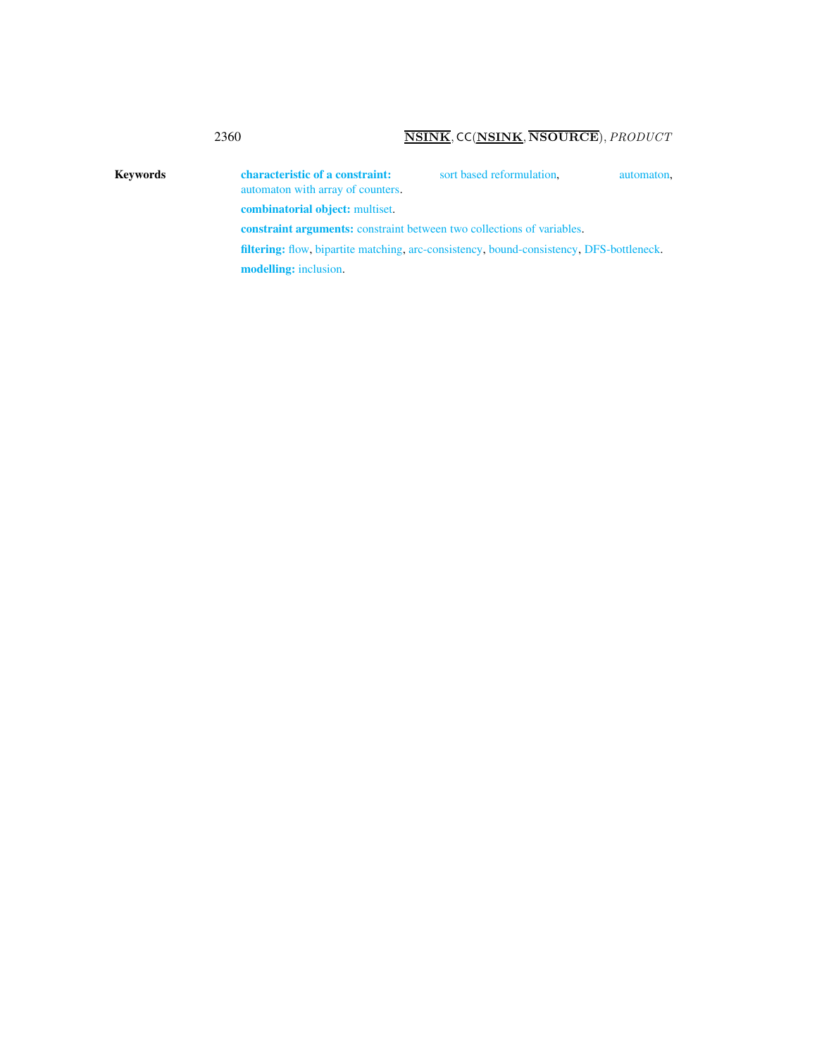**Keywords**

**characteristic of a constraint:** sort based reformulation, automaton, automaton with array of counters.

**combinatorial object:** multiset.

**constraint arguments:** constraint between two collections of variables.

**filtering:** flow, bipartite matching, arc-consistency, bound-consistency, DFS-bottleneck.

**modelling:** inclusion.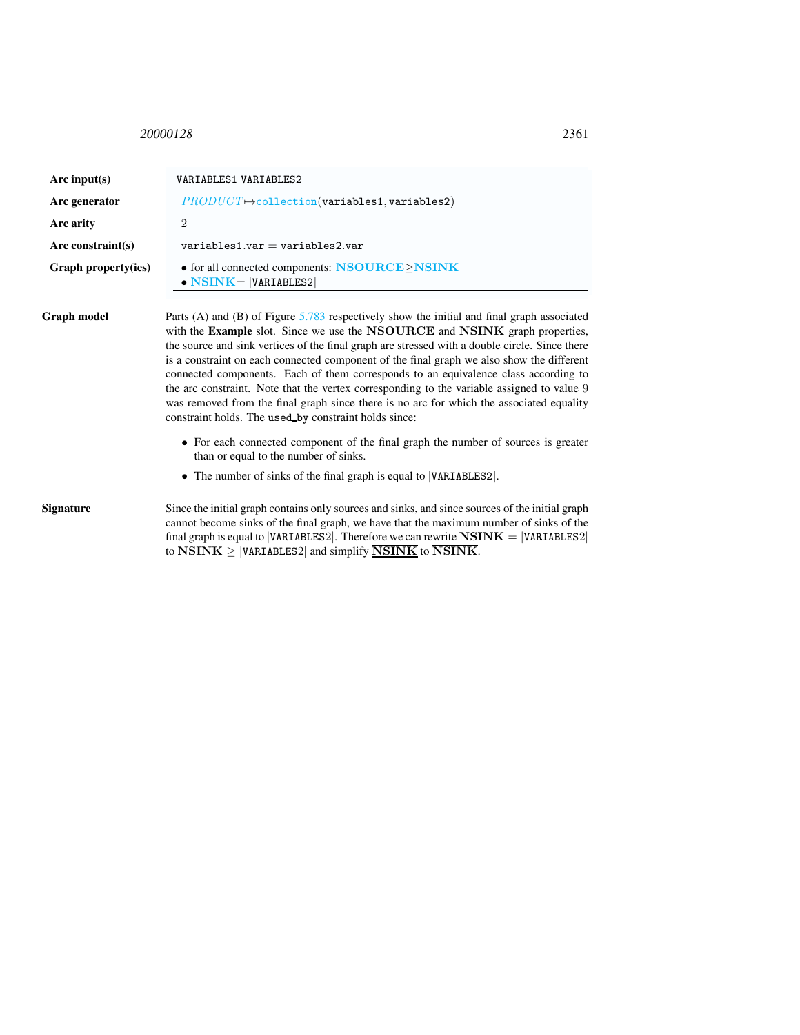| | |
|---|---|
| **Arc input(s)** | VARIABLES1 VARIABLES2 |
| **Arc generator** | $PRODUCT \mapsto$collection(variables1, variables2) |
| **Arc arity** | 2 |
| **Arc constraint(s)** | variables1.var = variables2.var |
| **Graph property(ies)** | • for all connected components: **NSOURCE**$\geq$**NSINK** <br> • **NSINK**= \|VARIABLES2\| |

**Graph model**

Parts (A) and (B) of Figure 5.783 respectively show the initial and final graph associated with the **Example** slot. Since we use the **NSOURCE** and **NSINK** graph properties, the source and sink vertices of the final graph are stressed with a double circle. Since there is a constraint on each connected component of the final graph we also show the different connected components. Each of them corresponds to an equivalence class according to the arc constraint. Note that the vertex corresponding to the variable assigned to value 9 was removed from the final graph since there is no arc for which the associated equality constraint holds. The used_by constraint holds since:

- For each connected component of the final graph the number of sources is greater than or equal to the number of sinks.
- The number of sinks of the final graph is equal to |VARIABLES2|.

**Signature**

Since the initial graph contains only sources and sinks, and since sources of the initial graph cannot become sinks of the final graph, we have that the maximum number of sinks of the final graph is equal to |VARIABLES2|. Therefore we can rewrite **NSINK** = |VARIABLES2| to **NSINK** $\geq$ |VARIABLES2| and simplify $\underline{\mathbf{NSINK}}$ to $\overline{\mathbf{NSINK}}$.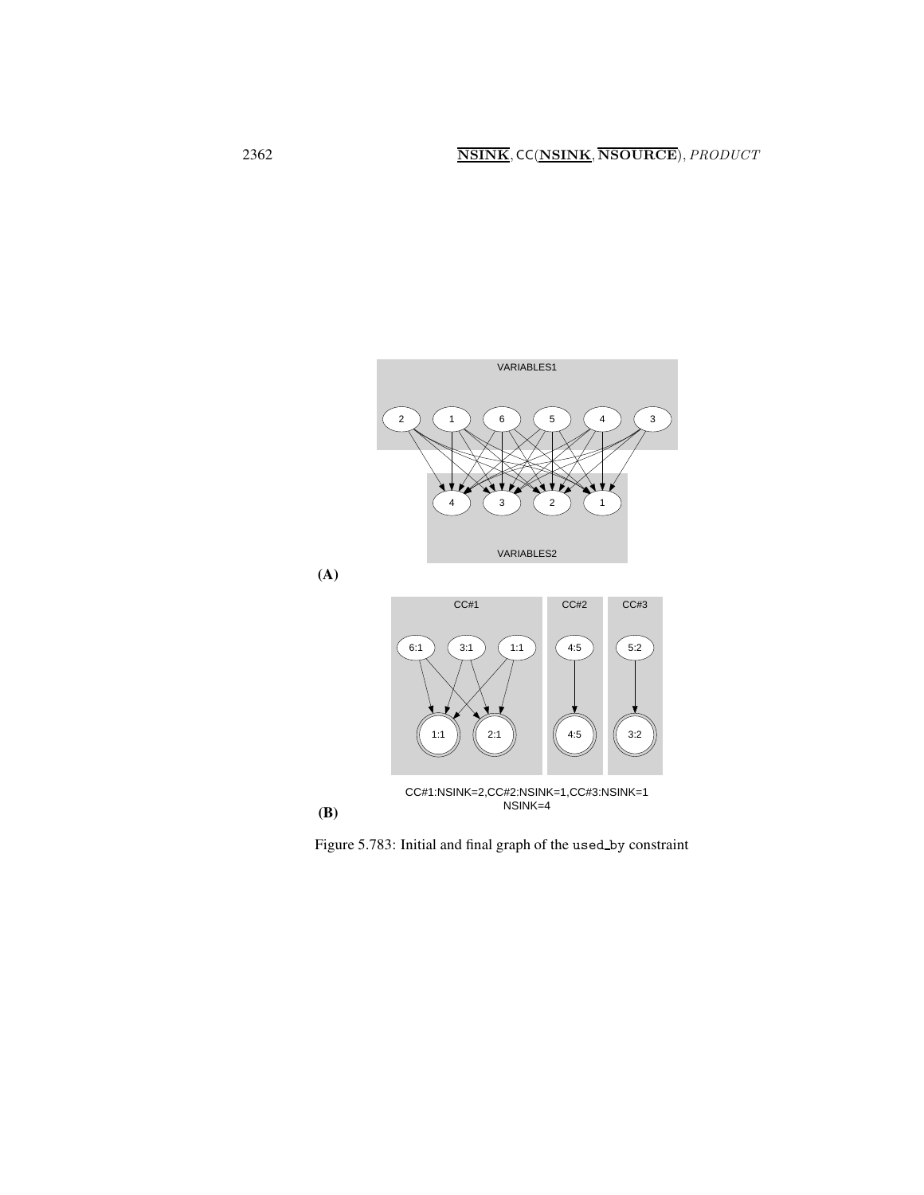**(A)**

**(B)**

Figure 5.783: Initial and final graph of the `used_by` constraint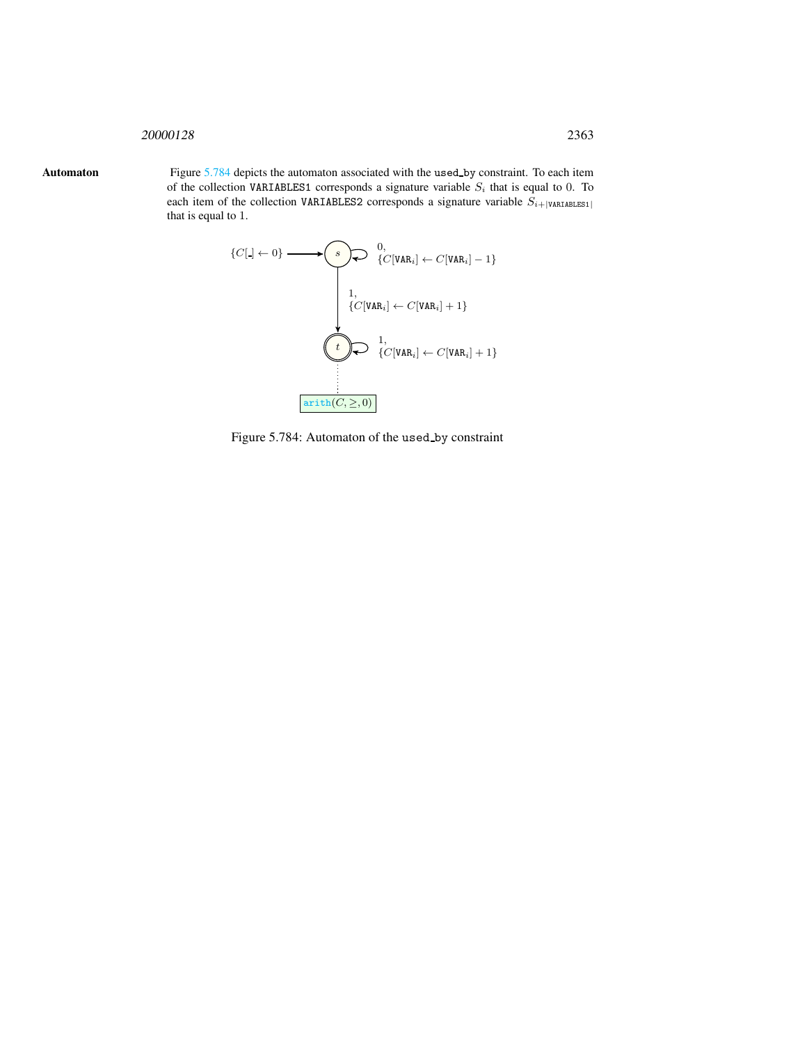**Automaton** Figure 5.784 depicts the automaton associated with the used_by constraint. To each item of the collection VARIABLES1 corresponds a signature variable $S_i$ that is equal to 0. To each item of the collection VARIABLES2 corresponds a signature variable $S_{i+|\text{VARIABLES1}|}$ that is equal to 1.

$\{C[\_] \leftarrow 0\}$

$s$: 0, $\{C[\texttt{VAR}_i] \leftarrow C[\texttt{VAR}_i] - 1\}$

1, $\{C[\texttt{VAR}_i] \leftarrow C[\texttt{VAR}_i] + 1\}$

$t$: 1, $\{C[\texttt{VAR}_i] \leftarrow C[\texttt{VAR}_i] + 1\}$

arith$(C, \geq, 0)$

Figure 5.784: Automaton of the used_by constraint